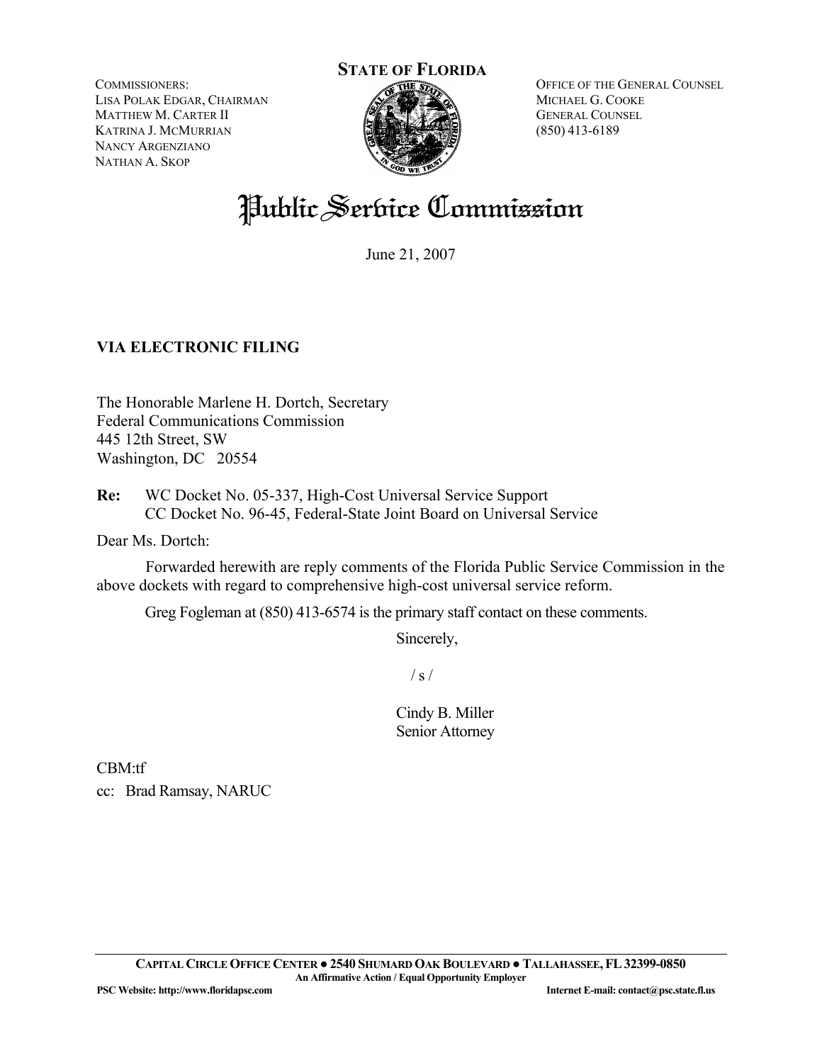**STATE OF FLORIDA**

COMMISSIONERS:
LISA POLAK EDGAR, CHAIRMAN
MATTHEW M. CARTER II
KATRINA J. MCMURRIAN
NANCY ARGENZIANO
NATHAN A. SKOP

OFFICE OF THE GENERAL COUNSEL
MICHAEL G. COOKE
GENERAL COUNSEL
(850) 413-6189

# Public Service Commission

June 21, 2007

**VIA ELECTRONIC FILING**

The Honorable Marlene H. Dortch, Secretary
Federal Communications Commission
445 12th Street, SW
Washington, DC 20554

**Re:** WC Docket No. 05-337, High-Cost Universal Service Support
CC Docket No. 96-45, Federal-State Joint Board on Universal Service

Dear Ms. Dortch:

Forwarded herewith are reply comments of the Florida Public Service Commission in the above dockets with regard to comprehensive high-cost universal service reform.

Greg Fogleman at (850) 413-6574 is the primary staff contact on these comments.

Sincerely,

/ s /

Cindy B. Miller
Senior Attorney

CBM:tf

cc: Brad Ramsay, NARUC

**CAPITAL CIRCLE OFFICE CENTER ● 2540 SHUMARD OAK BOULEVARD ● TALLAHASSEE, FL 32399-0850**
**An Affirmative Action / Equal Opportunity Employer**
**PSC Website: http://www.floridapsc.com** **Internet E-mail: contact@psc.state.fl.us**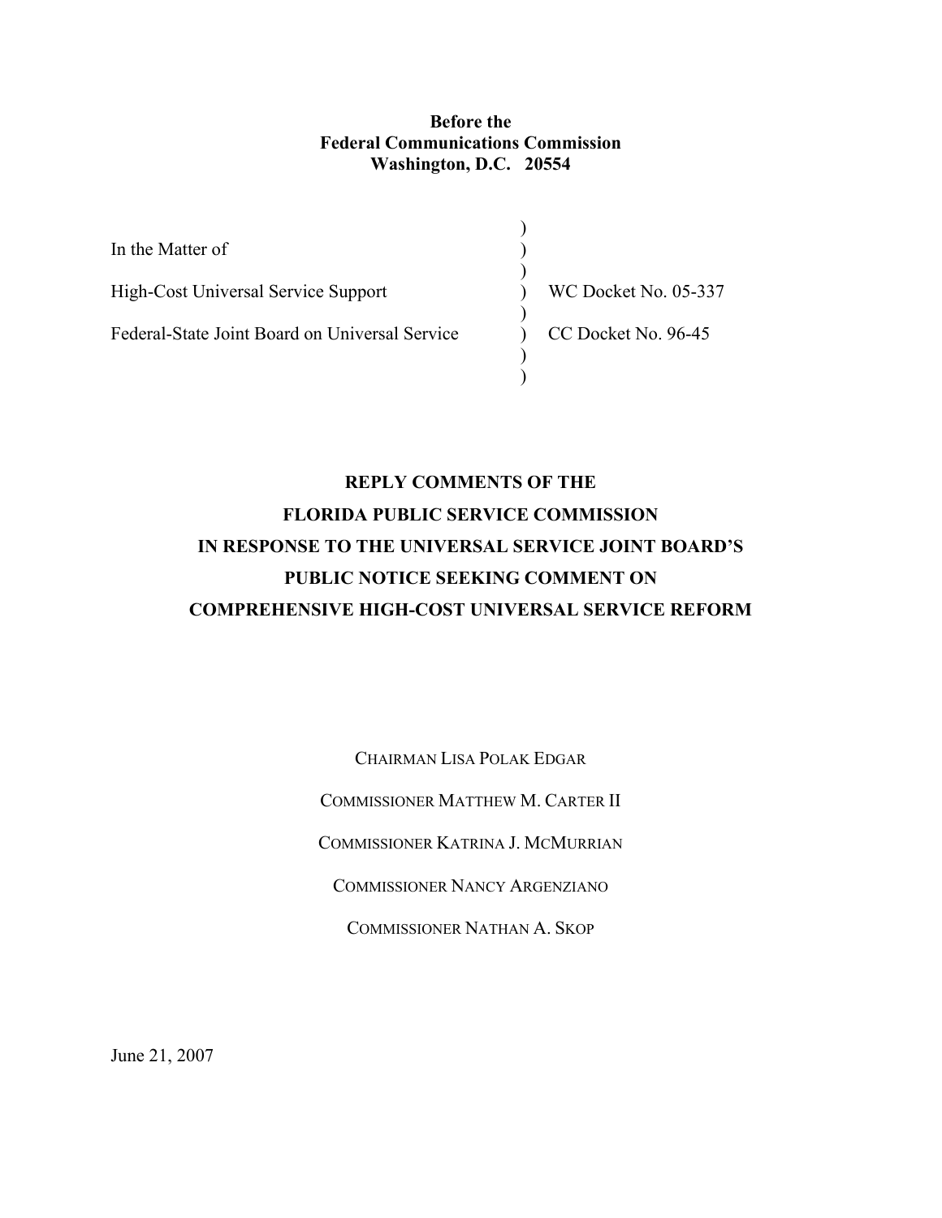**Before the**
**Federal Communications Commission**
**Washington, D.C. 20554**

| | | |
|---|---|---|
| In the Matter of | ) | |
| High-Cost Universal Service Support | ) | WC Docket No. 05-337 |
| Federal-State Joint Board on Universal Service | ) | CC Docket No. 96-45 |

**REPLY COMMENTS OF THE**
**FLORIDA PUBLIC SERVICE COMMISSION**
**IN RESPONSE TO THE UNIVERSAL SERVICE JOINT BOARD'S**
**PUBLIC NOTICE SEEKING COMMENT ON**
**COMPREHENSIVE HIGH-COST UNIVERSAL SERVICE REFORM**

CHAIRMAN LISA POLAK EDGAR

COMMISSIONER MATTHEW M. CARTER II

COMMISSIONER KATRINA J. MCMURRIAN

COMMISSIONER NANCY ARGENZIANO

COMMISSIONER NATHAN A. SKOP

June 21, 2007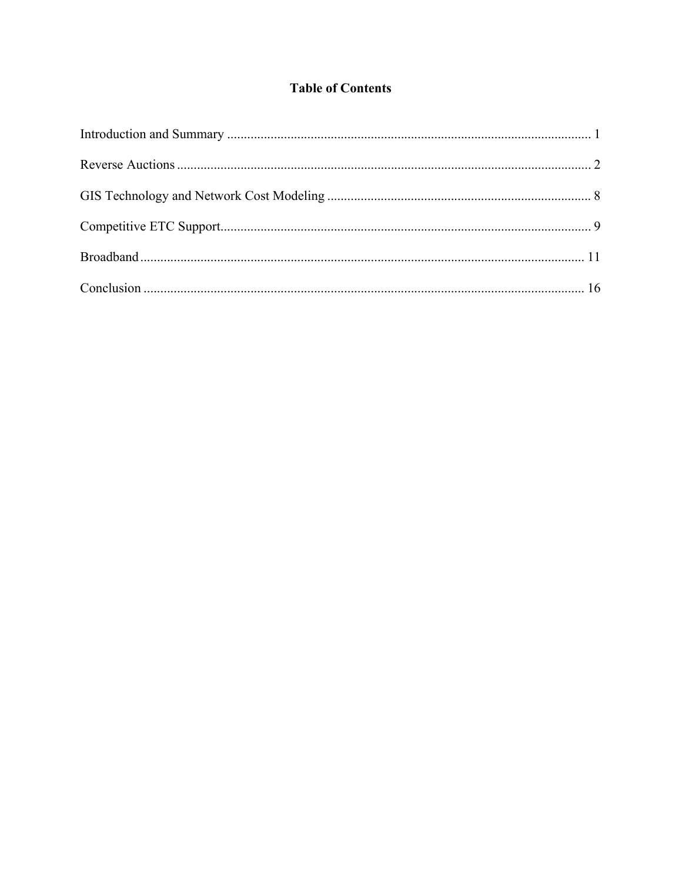# Table of Contents

| | |
|---|---|
| Introduction and Summary | 1 |
| Reverse Auctions | 2 |
| GIS Technology and Network Cost Modeling | 8 |
| Competitive ETC Support | 9 |
| Broadband | 11 |
| Conclusion | 16 |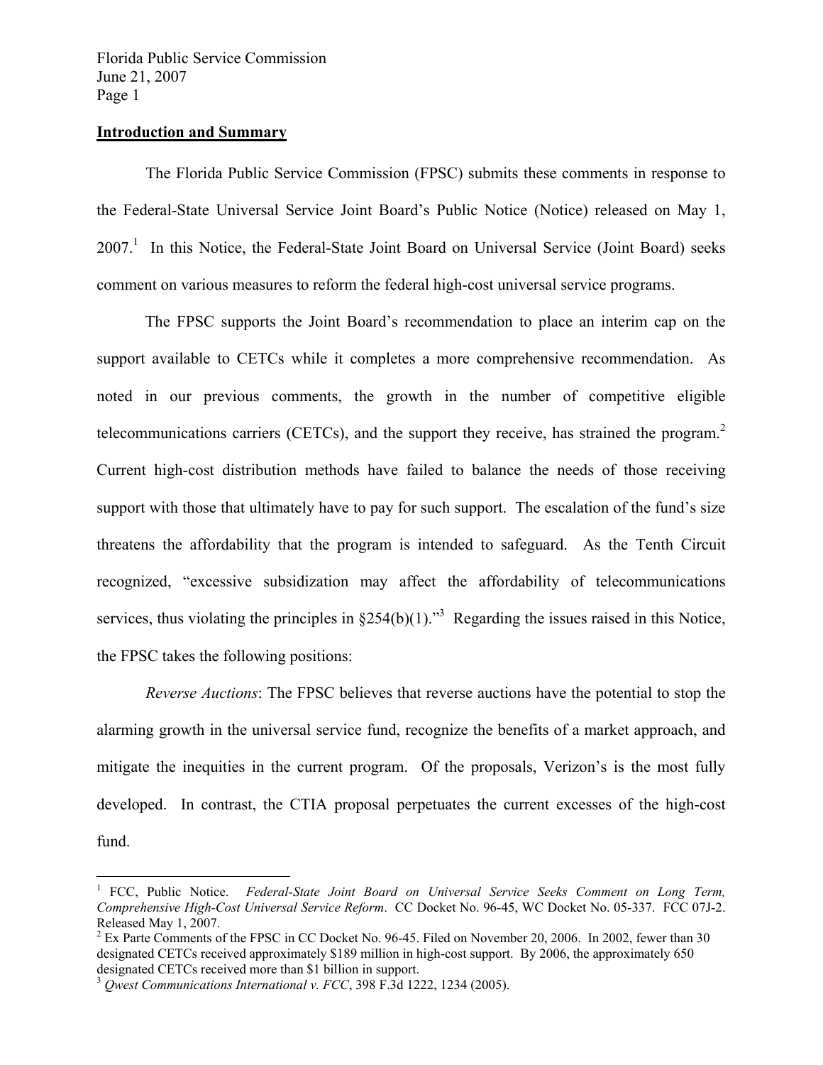## Introduction and Summary

The Florida Public Service Commission (FPSC) submits these comments in response to the Federal-State Universal Service Joint Board's Public Notice (Notice) released on May 1, 2007.[1] In this Notice, the Federal-State Joint Board on Universal Service (Joint Board) seeks comment on various measures to reform the federal high-cost universal service programs.

The FPSC supports the Joint Board's recommendation to place an interim cap on the support available to CETCs while it completes a more comprehensive recommendation. As noted in our previous comments, the growth in the number of competitive eligible telecommunications carriers (CETCs), and the support they receive, has strained the program.[2] Current high-cost distribution methods have failed to balance the needs of those receiving support with those that ultimately have to pay for such support. The escalation of the fund's size threatens the affordability that the program is intended to safeguard. As the Tenth Circuit recognized, "excessive subsidization may affect the affordability of telecommunications services, thus violating the principles in §254(b)(1)."[3] Regarding the issues raised in this Notice, the FPSC takes the following positions:

*Reverse Auctions*: The FPSC believes that reverse auctions have the potential to stop the alarming growth in the universal service fund, recognize the benefits of a market approach, and mitigate the inequities in the current program. Of the proposals, Verizon's is the most fully developed. In contrast, the CTIA proposal perpetuates the current excesses of the high-cost fund.

---

[1] FCC, Public Notice. *Federal-State Joint Board on Universal Service Seeks Comment on Long Term, Comprehensive High-Cost Universal Service Reform*. CC Docket No. 96-45, WC Docket No. 05-337. FCC 07J-2. Released May 1, 2007.

[2] Ex Parte Comments of the FPSC in CC Docket No. 96-45. Filed on November 20, 2006. In 2002, fewer than 30 designated CETCs received approximately $189 million in high-cost support. By 2006, the approximately 650 designated CETCs received more than $1 billion in support.

[3] *Qwest Communications International v. FCC*, 398 F.3d 1222, 1234 (2005).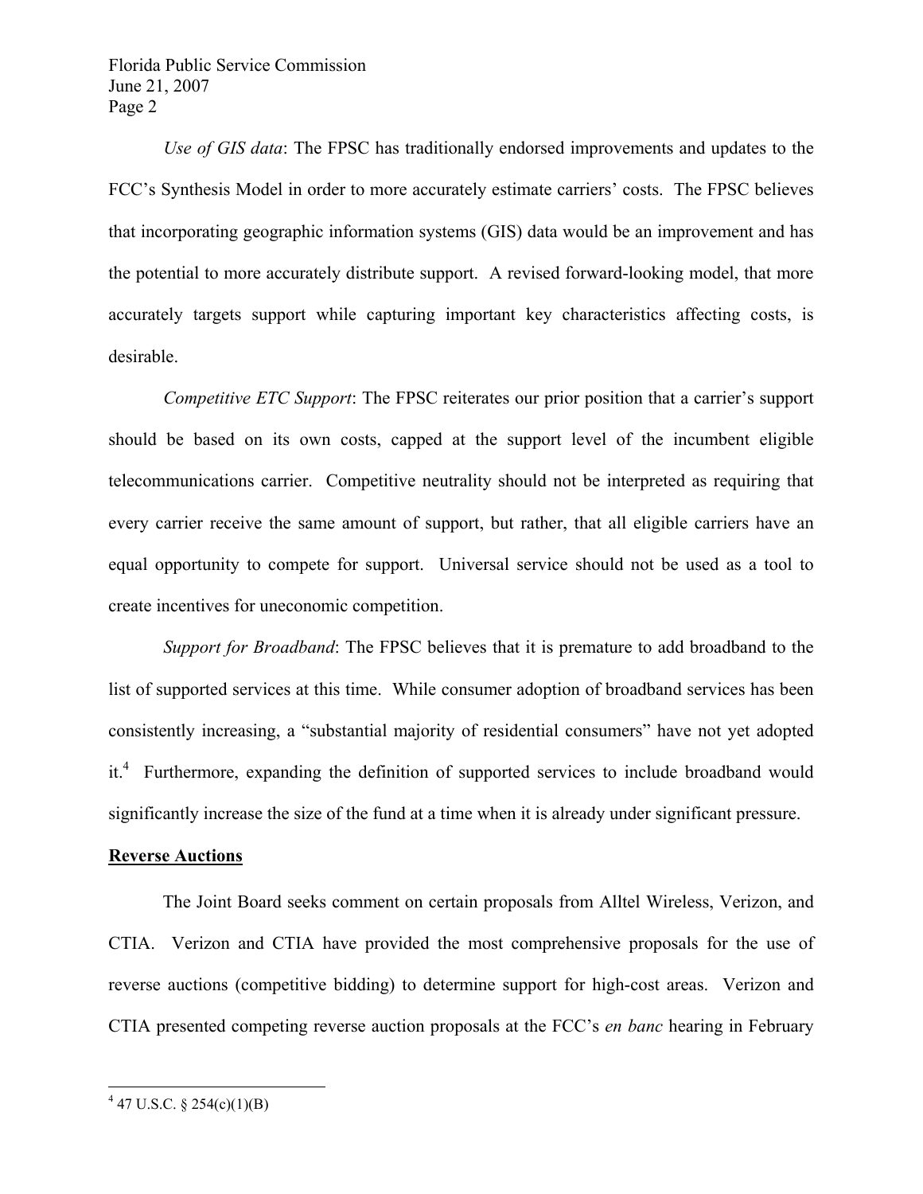*Use of GIS data*: The FPSC has traditionally endorsed improvements and updates to the FCC's Synthesis Model in order to more accurately estimate carriers' costs. The FPSC believes that incorporating geographic information systems (GIS) data would be an improvement and has the potential to more accurately distribute support. A revised forward-looking model, that more accurately targets support while capturing important key characteristics affecting costs, is desirable.

*Competitive ETC Support*: The FPSC reiterates our prior position that a carrier's support should be based on its own costs, capped at the support level of the incumbent eligible telecommunications carrier. Competitive neutrality should not be interpreted as requiring that every carrier receive the same amount of support, but rather, that all eligible carriers have an equal opportunity to compete for support. Universal service should not be used as a tool to create incentives for uneconomic competition.

*Support for Broadband*: The FPSC believes that it is premature to add broadband to the list of supported services at this time. While consumer adoption of broadband services has been consistently increasing, a "substantial majority of residential consumers" have not yet adopted it.[4] Furthermore, expanding the definition of supported services to include broadband would significantly increase the size of the fund at a time when it is already under significant pressure.

**Reverse Auctions**

The Joint Board seeks comment on certain proposals from Alltel Wireless, Verizon, and CTIA. Verizon and CTIA have provided the most comprehensive proposals for the use of reverse auctions (competitive bidding) to determine support for high-cost areas. Verizon and CTIA presented competing reverse auction proposals at the FCC's *en banc* hearing in February

---

[4] 47 U.S.C. § 254(c)(1)(B)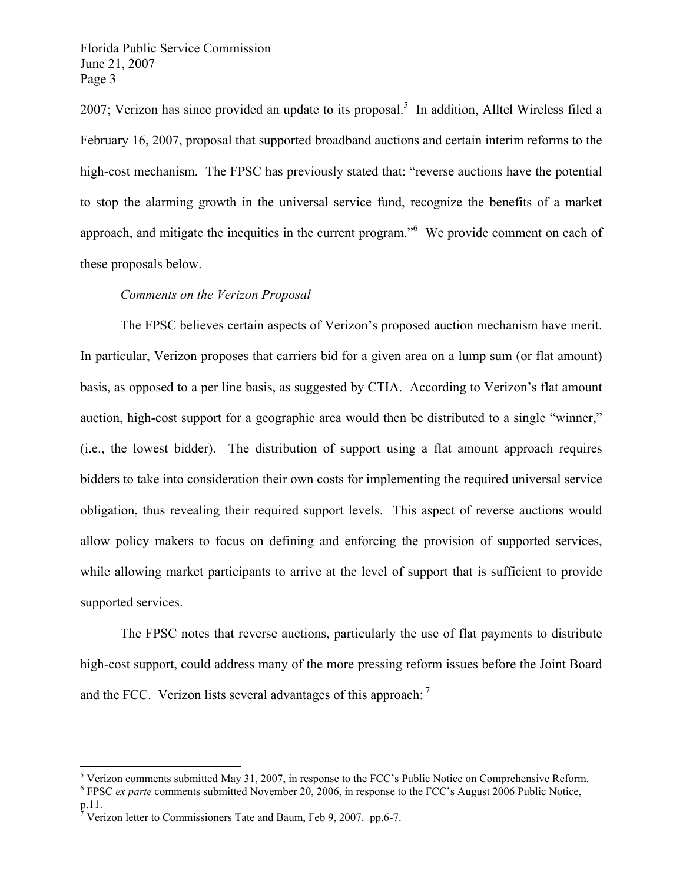2007; Verizon has since provided an update to its proposal.[5] In addition, Alltel Wireless filed a February 16, 2007, proposal that supported broadband auctions and certain interim reforms to the high-cost mechanism. The FPSC has previously stated that: "reverse auctions have the potential to stop the alarming growth in the universal service fund, recognize the benefits of a market approach, and mitigate the inequities in the current program."[6] We provide comment on each of these proposals below.

*Comments on the Verizon Proposal*

The FPSC believes certain aspects of Verizon's proposed auction mechanism have merit. In particular, Verizon proposes that carriers bid for a given area on a lump sum (or flat amount) basis, as opposed to a per line basis, as suggested by CTIA. According to Verizon's flat amount auction, high-cost support for a geographic area would then be distributed to a single "winner," (i.e., the lowest bidder). The distribution of support using a flat amount approach requires bidders to take into consideration their own costs for implementing the required universal service obligation, thus revealing their required support levels. This aspect of reverse auctions would allow policy makers to focus on defining and enforcing the provision of supported services, while allowing market participants to arrive at the level of support that is sufficient to provide supported services.

The FPSC notes that reverse auctions, particularly the use of flat payments to distribute high-cost support, could address many of the more pressing reform issues before the Joint Board and the FCC. Verizon lists several advantages of this approach:[7]

---

[5] Verizon comments submitted May 31, 2007, in response to the FCC's Public Notice on Comprehensive Reform.

[6] FPSC *ex parte* comments submitted November 20, 2006, in response to the FCC's August 2006 Public Notice, p.11.

[7] Verizon letter to Commissioners Tate and Baum, Feb 9, 2007. pp.6-7.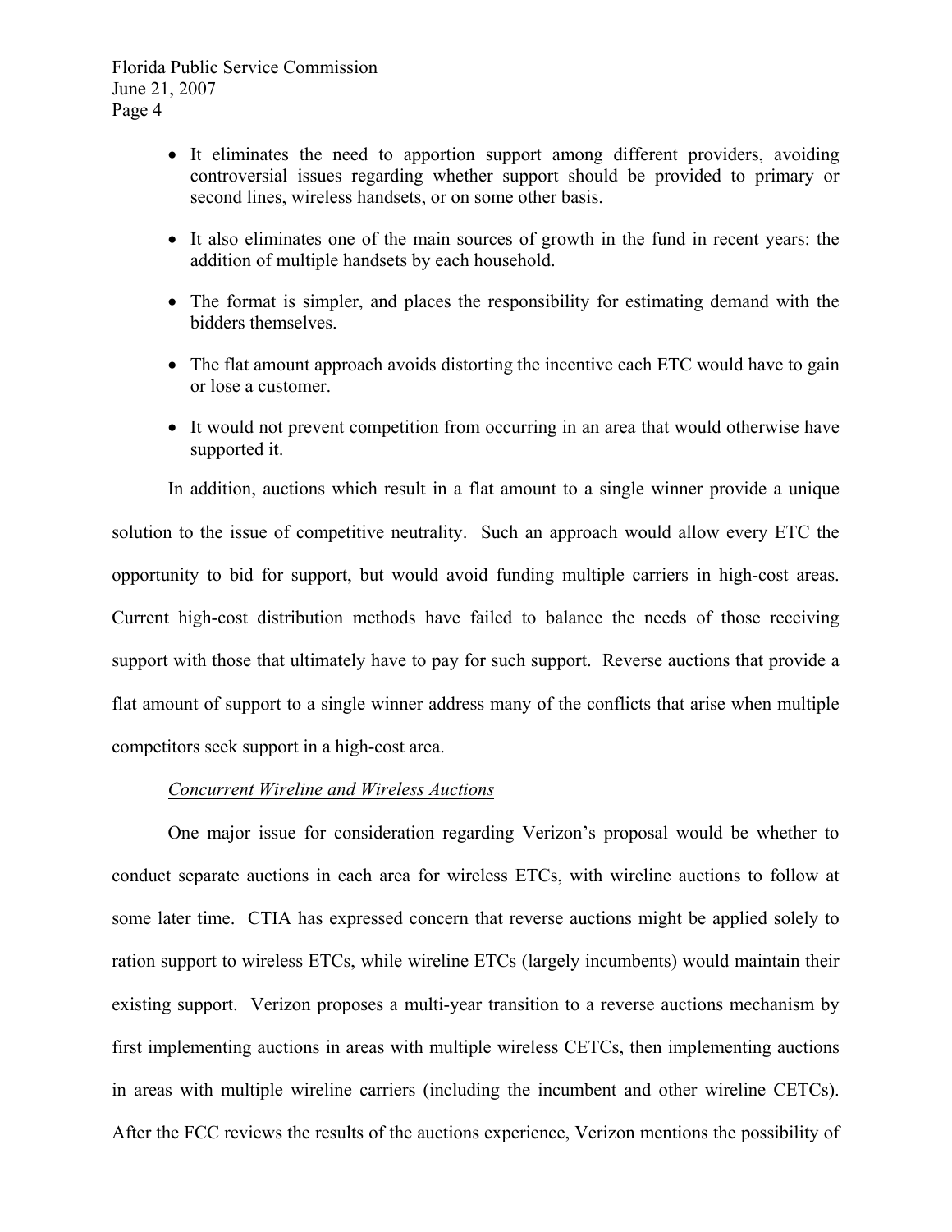- It eliminates the need to apportion support among different providers, avoiding controversial issues regarding whether support should be provided to primary or second lines, wireless handsets, or on some other basis.
- It also eliminates one of the main sources of growth in the fund in recent years: the addition of multiple handsets by each household.
- The format is simpler, and places the responsibility for estimating demand with the bidders themselves.
- The flat amount approach avoids distorting the incentive each ETC would have to gain or lose a customer.
- It would not prevent competition from occurring in an area that would otherwise have supported it.

In addition, auctions which result in a flat amount to a single winner provide a unique solution to the issue of competitive neutrality. Such an approach would allow every ETC the opportunity to bid for support, but would avoid funding multiple carriers in high-cost areas. Current high-cost distribution methods have failed to balance the needs of those receiving support with those that ultimately have to pay for such support. Reverse auctions that provide a flat amount of support to a single winner address many of the conflicts that arise when multiple competitors seek support in a high-cost area.

*Concurrent Wireline and Wireless Auctions*

One major issue for consideration regarding Verizon's proposal would be whether to conduct separate auctions in each area for wireless ETCs, with wireline auctions to follow at some later time. CTIA has expressed concern that reverse auctions might be applied solely to ration support to wireless ETCs, while wireline ETCs (largely incumbents) would maintain their existing support. Verizon proposes a multi-year transition to a reverse auctions mechanism by first implementing auctions in areas with multiple wireless CETCs, then implementing auctions in areas with multiple wireline carriers (including the incumbent and other wireline CETCs). After the FCC reviews the results of the auctions experience, Verizon mentions the possibility of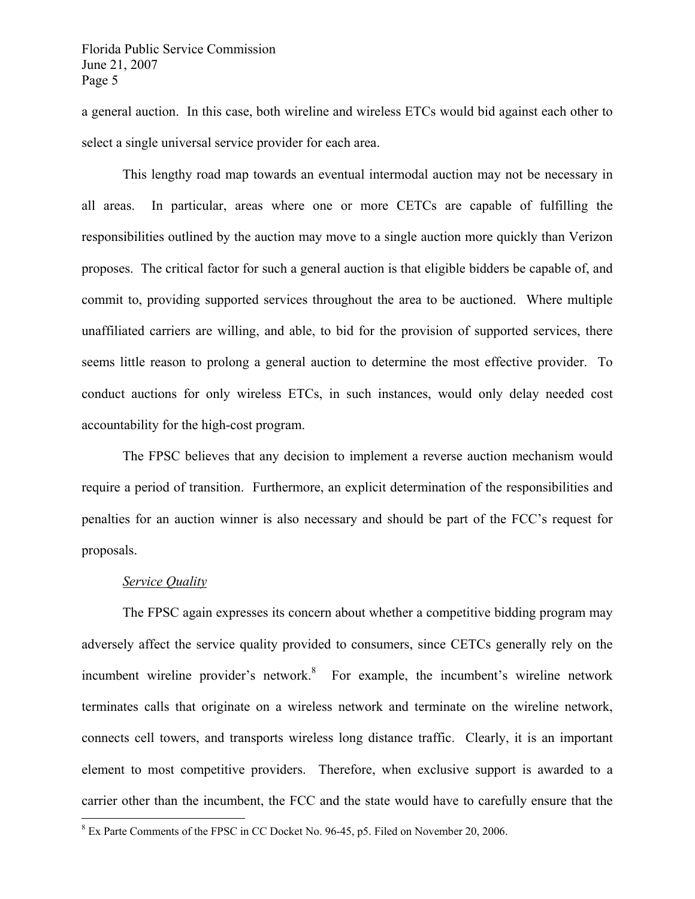a general auction. In this case, both wireline and wireless ETCs would bid against each other to select a single universal service provider for each area.

This lengthy road map towards an eventual intermodal auction may not be necessary in all areas. In particular, areas where one or more CETCs are capable of fulfilling the responsibilities outlined by the auction may move to a single auction more quickly than Verizon proposes. The critical factor for such a general auction is that eligible bidders be capable of, and commit to, providing supported services throughout the area to be auctioned. Where multiple unaffiliated carriers are willing, and able, to bid for the provision of supported services, there seems little reason to prolong a general auction to determine the most effective provider. To conduct auctions for only wireless ETCs, in such instances, would only delay needed cost accountability for the high-cost program.

The FPSC believes that any decision to implement a reverse auction mechanism would require a period of transition. Furthermore, an explicit determination of the responsibilities and penalties for an auction winner is also necessary and should be part of the FCC's request for proposals.

*Service Quality*

The FPSC again expresses its concern about whether a competitive bidding program may adversely affect the service quality provided to consumers, since CETCs generally rely on the incumbent wireline provider's network.[8] For example, the incumbent's wireline network terminates calls that originate on a wireless network and terminate on the wireline network, connects cell towers, and transports wireless long distance traffic. Clearly, it is an important element to most competitive providers. Therefore, when exclusive support is awarded to a carrier other than the incumbent, the FCC and the state would have to carefully ensure that the

[8] Ex Parte Comments of the FPSC in CC Docket No. 96-45, p5. Filed on November 20, 2006.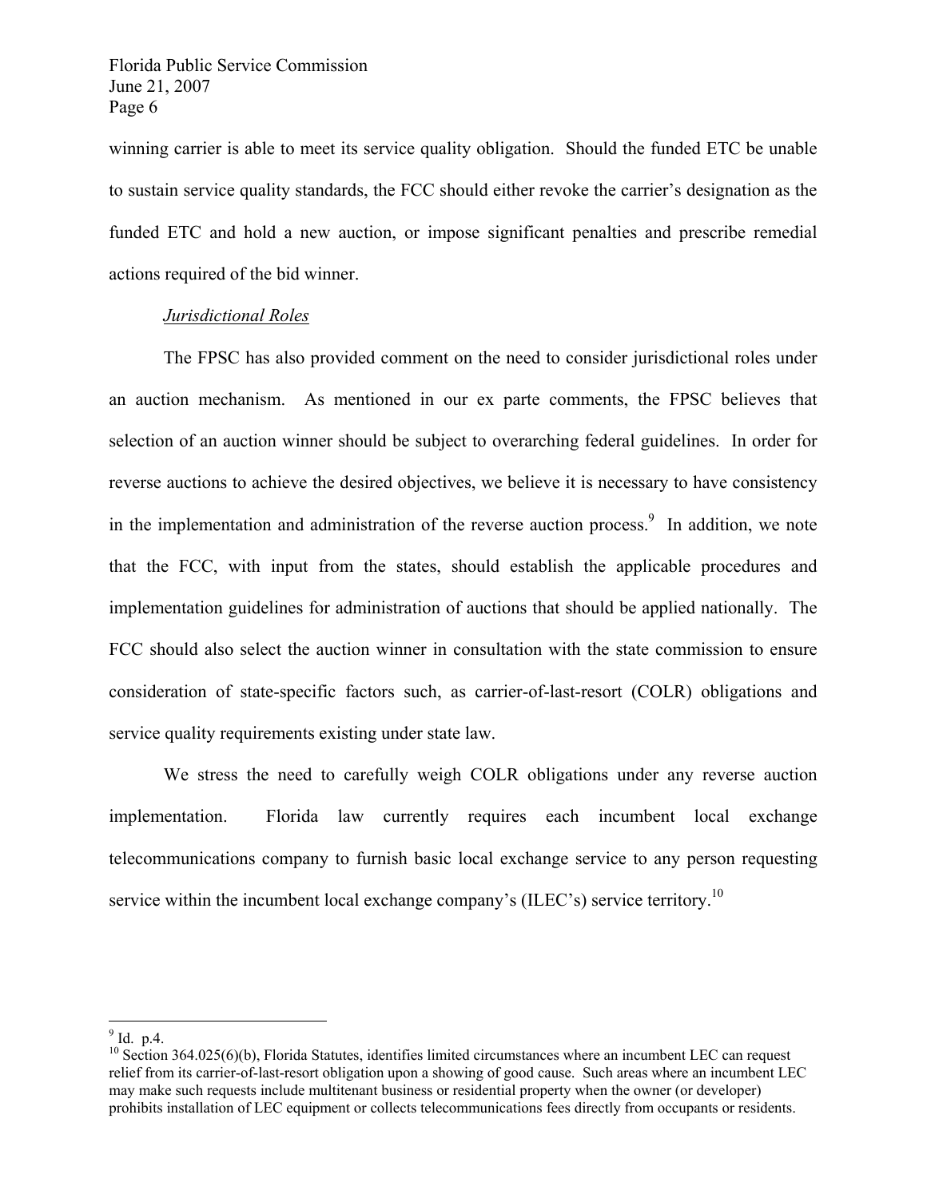winning carrier is able to meet its service quality obligation. Should the funded ETC be unable to sustain service quality standards, the FCC should either revoke the carrier's designation as the funded ETC and hold a new auction, or impose significant penalties and prescribe remedial actions required of the bid winner.

*Jurisdictional Roles*

The FPSC has also provided comment on the need to consider jurisdictional roles under an auction mechanism. As mentioned in our ex parte comments, the FPSC believes that selection of an auction winner should be subject to overarching federal guidelines. In order for reverse auctions to achieve the desired objectives, we believe it is necessary to have consistency in the implementation and administration of the reverse auction process.[9] In addition, we note that the FCC, with input from the states, should establish the applicable procedures and implementation guidelines for administration of auctions that should be applied nationally. The FCC should also select the auction winner in consultation with the state commission to ensure consideration of state-specific factors such, as carrier-of-last-resort (COLR) obligations and service quality requirements existing under state law.

We stress the need to carefully weigh COLR obligations under any reverse auction implementation. Florida law currently requires each incumbent local exchange telecommunications company to furnish basic local exchange service to any person requesting service within the incumbent local exchange company's (ILEC's) service territory.[10]

---

[9] Id. p.4.

[10] Section 364.025(6)(b), Florida Statutes, identifies limited circumstances where an incumbent LEC can request relief from its carrier-of-last-resort obligation upon a showing of good cause. Such areas where an incumbent LEC may make such requests include multitenant business or residential property when the owner (or developer) prohibits installation of LEC equipment or collects telecommunications fees directly from occupants or residents.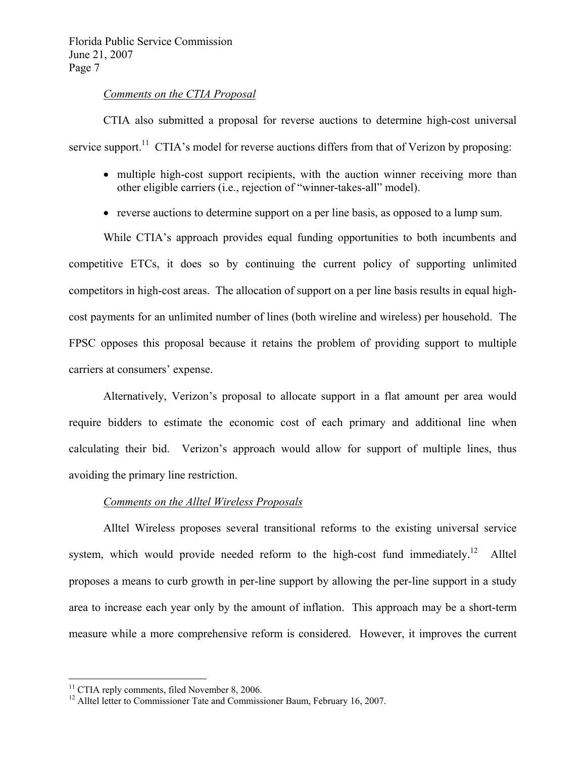*Comments on the CTIA Proposal*

CTIA also submitted a proposal for reverse auctions to determine high-cost universal service support.[11] CTIA's model for reverse auctions differs from that of Verizon by proposing:

- multiple high-cost support recipients, with the auction winner receiving more than other eligible carriers (i.e., rejection of "winner-takes-all" model).
- reverse auctions to determine support on a per line basis, as opposed to a lump sum.

While CTIA's approach provides equal funding opportunities to both incumbents and competitive ETCs, it does so by continuing the current policy of supporting unlimited competitors in high-cost areas. The allocation of support on a per line basis results in equal high-cost payments for an unlimited number of lines (both wireline and wireless) per household. The FPSC opposes this proposal because it retains the problem of providing support to multiple carriers at consumers' expense.

Alternatively, Verizon's proposal to allocate support in a flat amount per area would require bidders to estimate the economic cost of each primary and additional line when calculating their bid. Verizon's approach would allow for support of multiple lines, thus avoiding the primary line restriction.

*Comments on the Alltel Wireless Proposals*

Alltel Wireless proposes several transitional reforms to the existing universal service system, which would provide needed reform to the high-cost fund immediately.[12] Alltel proposes a means to curb growth in per-line support by allowing the per-line support in a study area to increase each year only by the amount of inflation. This approach may be a short-term measure while a more comprehensive reform is considered. However, it improves the current

---

[11] CTIA reply comments, filed November 8, 2006.

[12] Alltel letter to Commissioner Tate and Commissioner Baum, February 16, 2007.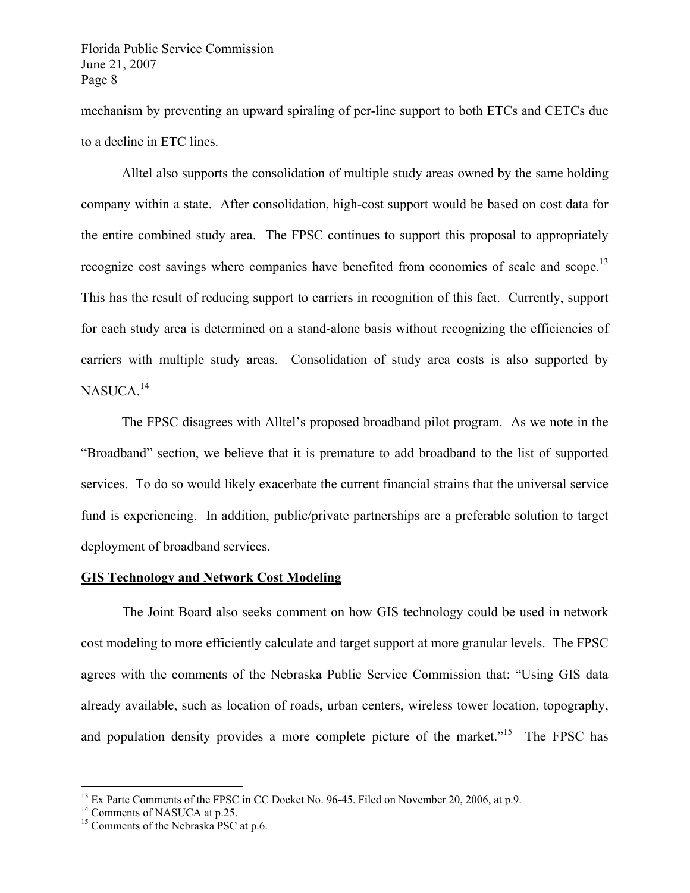mechanism by preventing an upward spiraling of per-line support to both ETCs and CETCs due to a decline in ETC lines.

Alltel also supports the consolidation of multiple study areas owned by the same holding company within a state. After consolidation, high-cost support would be based on cost data for the entire combined study area. The FPSC continues to support this proposal to appropriately recognize cost savings where companies have benefited from economies of scale and scope.[13] This has the result of reducing support to carriers in recognition of this fact. Currently, support for each study area is determined on a stand-alone basis without recognizing the efficiencies of carriers with multiple study areas. Consolidation of study area costs is also supported by NASUCA.[14]

The FPSC disagrees with Alltel's proposed broadband pilot program. As we note in the "Broadband" section, we believe that it is premature to add broadband to the list of supported services. To do so would likely exacerbate the current financial strains that the universal service fund is experiencing. In addition, public/private partnerships are a preferable solution to target deployment of broadband services.

## GIS Technology and Network Cost Modeling

The Joint Board also seeks comment on how GIS technology could be used in network cost modeling to more efficiently calculate and target support at more granular levels. The FPSC agrees with the comments of the Nebraska Public Service Commission that: "Using GIS data already available, such as location of roads, urban centers, wireless tower location, topography, and population density provides a more complete picture of the market."[15] The FPSC has

---

[13] Ex Parte Comments of the FPSC in CC Docket No. 96-45. Filed on November 20, 2006, at p.9.

[14] Comments of NASUCA at p.25.

[15] Comments of the Nebraska PSC at p.6.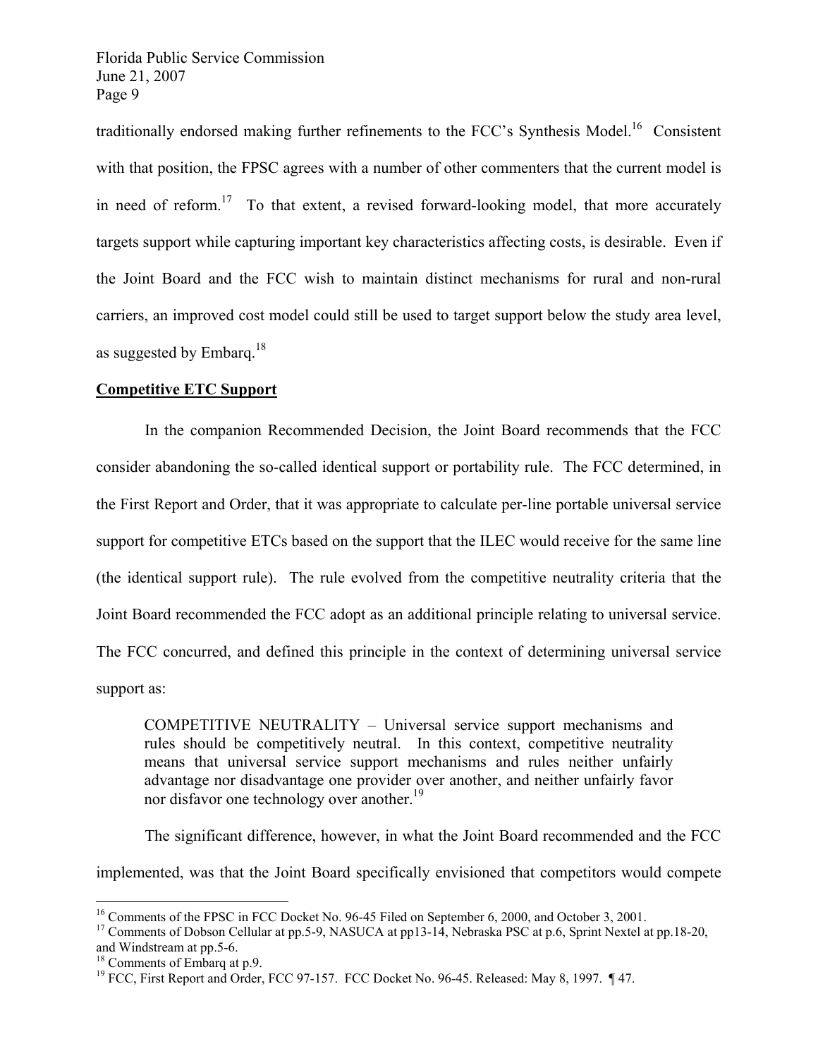traditionally endorsed making further refinements to the FCC's Synthesis Model.[16] Consistent with that position, the FPSC agrees with a number of other commenters that the current model is in need of reform.[17] To that extent, a revised forward-looking model, that more accurately targets support while capturing important key characteristics affecting costs, is desirable. Even if the Joint Board and the FCC wish to maintain distinct mechanisms for rural and non-rural carriers, an improved cost model could still be used to target support below the study area level, as suggested by Embarq.[18]

**<u>Competitive ETC Support</u>**

In the companion Recommended Decision, the Joint Board recommends that the FCC consider abandoning the so-called identical support or portability rule. The FCC determined, in the First Report and Order, that it was appropriate to calculate per-line portable universal service support for competitive ETCs based on the support that the ILEC would receive for the same line (the identical support rule). The rule evolved from the competitive neutrality criteria that the Joint Board recommended the FCC adopt as an additional principle relating to universal service. The FCC concurred, and defined this principle in the context of determining universal service support as:

> COMPETITIVE NEUTRALITY – Universal service support mechanisms and rules should be competitively neutral. In this context, competitive neutrality means that universal service support mechanisms and rules neither unfairly advantage nor disadvantage one provider over another, and neither unfairly favor nor disfavor one technology over another.[19]

The significant difference, however, in what the Joint Board recommended and the FCC implemented, was that the Joint Board specifically envisioned that competitors would compete

---

[16] Comments of the FPSC in FCC Docket No. 96-45 Filed on September 6, 2000, and October 3, 2001.

[17] Comments of Dobson Cellular at pp.5-9, NASUCA at pp13-14, Nebraska PSC at p.6, Sprint Nextel at pp.18-20, and Windstream at pp.5-6.

[18] Comments of Embarq at p.9.

[19] FCC, First Report and Order, FCC 97-157. FCC Docket No. 96-45. Released: May 8, 1997. ¶ 47.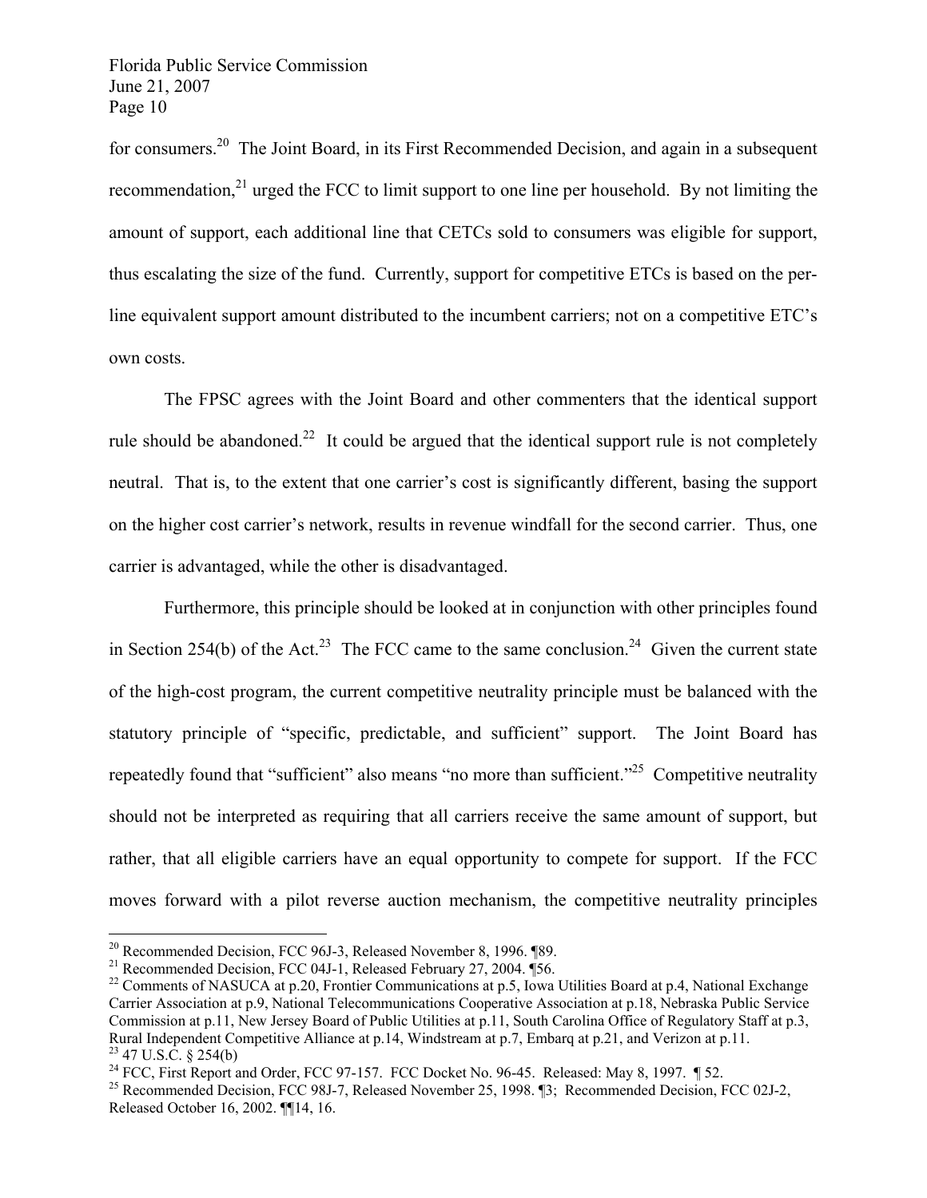for consumers.[20] The Joint Board, in its First Recommended Decision, and again in a subsequent recommendation,[21] urged the FCC to limit support to one line per household. By not limiting the amount of support, each additional line that CETCs sold to consumers was eligible for support, thus escalating the size of the fund. Currently, support for competitive ETCs is based on the per-line equivalent support amount distributed to the incumbent carriers; not on a competitive ETC's own costs.

The FPSC agrees with the Joint Board and other commenters that the identical support rule should be abandoned.[22] It could be argued that the identical support rule is not completely neutral. That is, to the extent that one carrier's cost is significantly different, basing the support on the higher cost carrier's network, results in revenue windfall for the second carrier. Thus, one carrier is advantaged, while the other is disadvantaged.

Furthermore, this principle should be looked at in conjunction with other principles found in Section 254(b) of the Act.[23] The FCC came to the same conclusion.[24] Given the current state of the high-cost program, the current competitive neutrality principle must be balanced with the statutory principle of "specific, predictable, and sufficient" support. The Joint Board has repeatedly found that "sufficient" also means "no more than sufficient."[25] Competitive neutrality should not be interpreted as requiring that all carriers receive the same amount of support, but rather, that all eligible carriers have an equal opportunity to compete for support. If the FCC moves forward with a pilot reverse auction mechanism, the competitive neutrality principles

---

[20] Recommended Decision, FCC 96J-3, Released November 8, 1996. ¶89.

[21] Recommended Decision, FCC 04J-1, Released February 27, 2004. ¶56.

[22] Comments of NASUCA at p.20, Frontier Communications at p.5, Iowa Utilities Board at p.4, National Exchange Carrier Association at p.9, National Telecommunications Cooperative Association at p.18, Nebraska Public Service Commission at p.11, New Jersey Board of Public Utilities at p.11, South Carolina Office of Regulatory Staff at p.3, Rural Independent Competitive Alliance at p.14, Windstream at p.7, Embarq at p.21, and Verizon at p.11.

[23] 47 U.S.C. § 254(b)

[24] FCC, First Report and Order, FCC 97-157. FCC Docket No. 96-45. Released: May 8, 1997. ¶ 52.

[25] Recommended Decision, FCC 98J-7, Released November 25, 1998. ¶3; Recommended Decision, FCC 02J-2, Released October 16, 2002. ¶¶14, 16.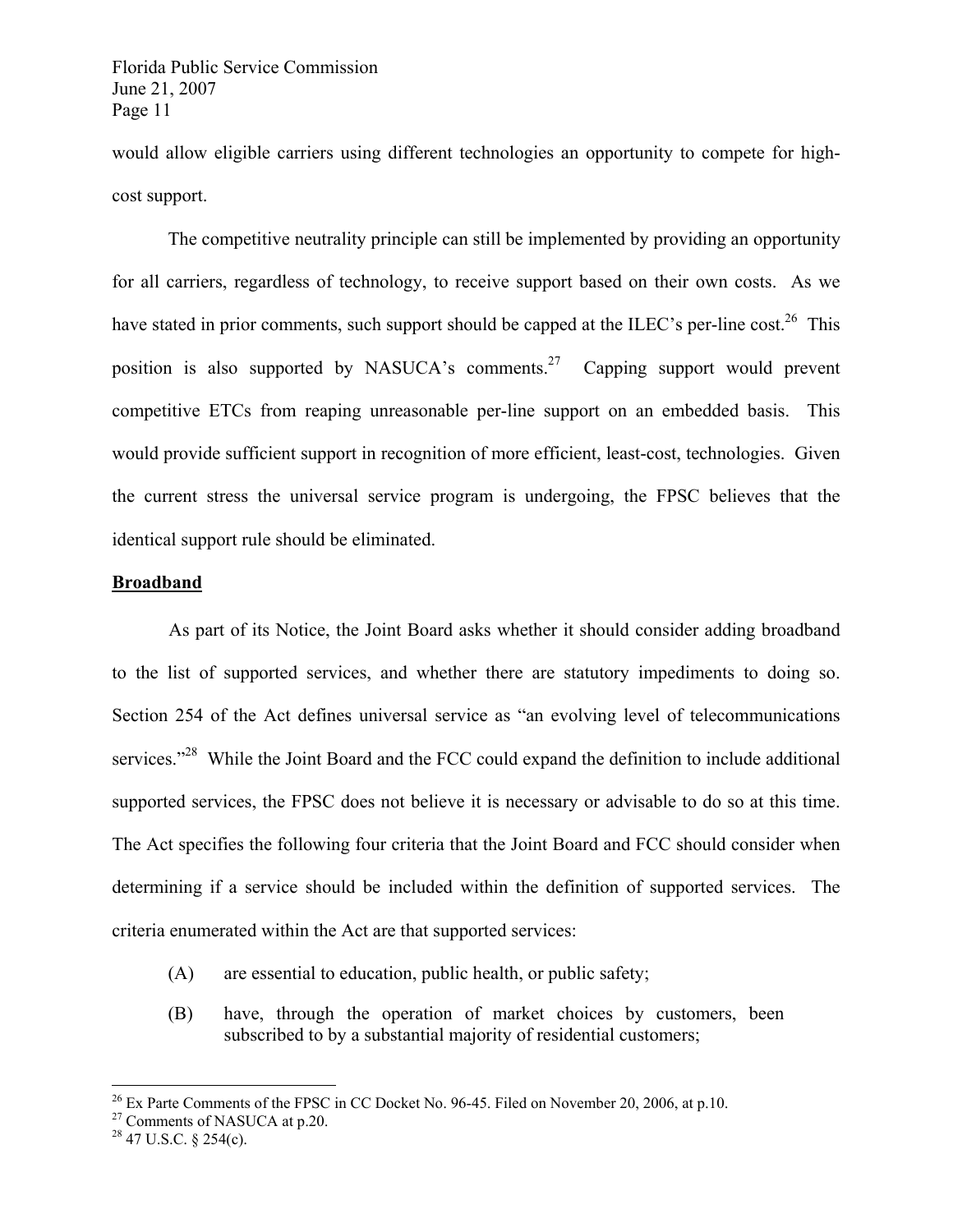would allow eligible carriers using different technologies an opportunity to compete for high-cost support.

The competitive neutrality principle can still be implemented by providing an opportunity for all carriers, regardless of technology, to receive support based on their own costs. As we have stated in prior comments, such support should be capped at the ILEC's per-line cost.[26] This position is also supported by NASUCA's comments.[27] Capping support would prevent competitive ETCs from reaping unreasonable per-line support on an embedded basis. This would provide sufficient support in recognition of more efficient, least-cost, technologies. Given the current stress the universal service program is undergoing, the FPSC believes that the identical support rule should be eliminated.

**Broadband**

As part of its Notice, the Joint Board asks whether it should consider adding broadband to the list of supported services, and whether there are statutory impediments to doing so. Section 254 of the Act defines universal service as "an evolving level of telecommunications services."[28] While the Joint Board and the FCC could expand the definition to include additional supported services, the FPSC does not believe it is necessary or advisable to do so at this time. The Act specifies the following four criteria that the Joint Board and FCC should consider when determining if a service should be included within the definition of supported services. The criteria enumerated within the Act are that supported services:

(A) are essential to education, public health, or public safety;

(B) have, through the operation of market choices by customers, been subscribed to by a substantial majority of residential customers;

---

[26] Ex Parte Comments of the FPSC in CC Docket No. 96-45. Filed on November 20, 2006, at p.10.

[27] Comments of NASUCA at p.20.

[28] 47 U.S.C. § 254(c).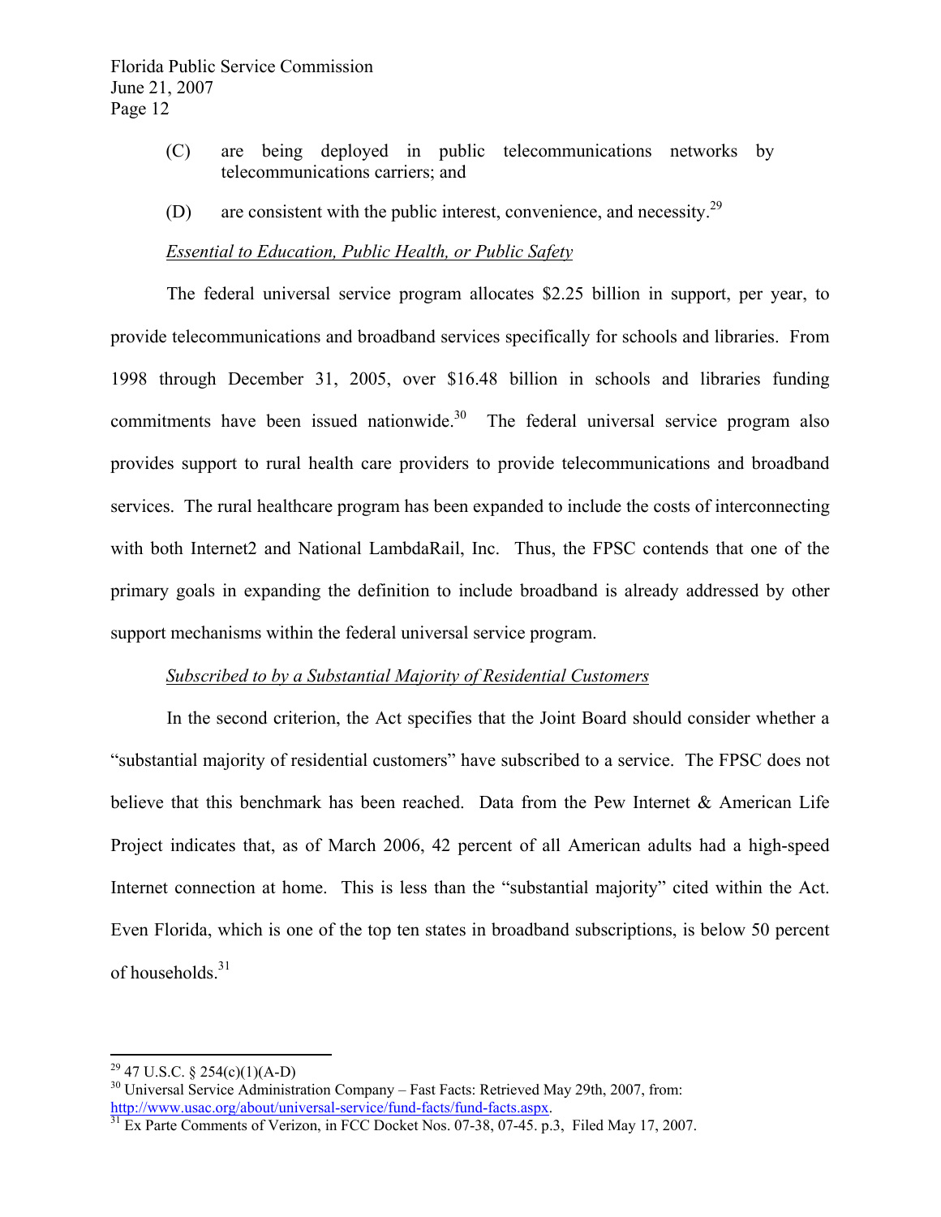(C) are being deployed in public telecommunications networks by telecommunications carriers; and

(D) are consistent with the public interest, convenience, and necessity.[29]

*Essential to Education, Public Health, or Public Safety*

The federal universal service program allocates $2.25 billion in support, per year, to provide telecommunications and broadband services specifically for schools and libraries. From 1998 through December 31, 2005, over $16.48 billion in schools and libraries funding commitments have been issued nationwide.[30] The federal universal service program also provides support to rural health care providers to provide telecommunications and broadband services. The rural healthcare program has been expanded to include the costs of interconnecting with both Internet2 and National LambdaRail, Inc. Thus, the FPSC contends that one of the primary goals in expanding the definition to include broadband is already addressed by other support mechanisms within the federal universal service program.

*Subscribed to by a Substantial Majority of Residential Customers*

In the second criterion, the Act specifies that the Joint Board should consider whether a "substantial majority of residential customers" have subscribed to a service. The FPSC does not believe that this benchmark has been reached. Data from the Pew Internet & American Life Project indicates that, as of March 2006, 42 percent of all American adults had a high-speed Internet connection at home. This is less than the "substantial majority" cited within the Act. Even Florida, which is one of the top ten states in broadband subscriptions, is below 50 percent of households.[31]

---

[29] 47 U.S.C. § 254(c)(1)(A-D)

[30] Universal Service Administration Company – Fast Facts: Retrieved May 29th, 2007, from: http://www.usac.org/about/universal-service/fund-facts/fund-facts.aspx.

[31] Ex Parte Comments of Verizon, in FCC Docket Nos. 07-38, 07-45. p.3, Filed May 17, 2007.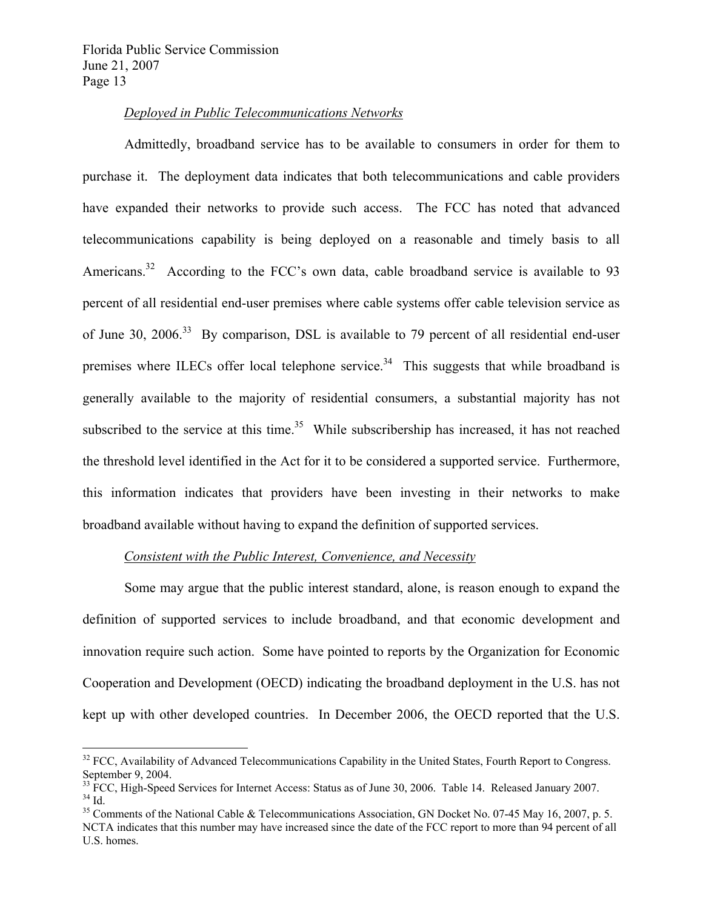*Deployed in Public Telecommunications Networks*

Admittedly, broadband service has to be available to consumers in order for them to purchase it. The deployment data indicates that both telecommunications and cable providers have expanded their networks to provide such access. The FCC has noted that advanced telecommunications capability is being deployed on a reasonable and timely basis to all Americans.[32] According to the FCC's own data, cable broadband service is available to 93 percent of all residential end-user premises where cable systems offer cable television service as of June 30, 2006.[33] By comparison, DSL is available to 79 percent of all residential end-user premises where ILECs offer local telephone service.[34] This suggests that while broadband is generally available to the majority of residential consumers, a substantial majority has not subscribed to the service at this time.[35] While subscribership has increased, it has not reached the threshold level identified in the Act for it to be considered a supported service. Furthermore, this information indicates that providers have been investing in their networks to make broadband available without having to expand the definition of supported services.

*Consistent with the Public Interest, Convenience, and Necessity*

Some may argue that the public interest standard, alone, is reason enough to expand the definition of supported services to include broadband, and that economic development and innovation require such action. Some have pointed to reports by the Organization for Economic Cooperation and Development (OECD) indicating the broadband deployment in the U.S. has not kept up with other developed countries. In December 2006, the OECD reported that the U.S.

---

[32] FCC, Availability of Advanced Telecommunications Capability in the United States, Fourth Report to Congress. September 9, 2004.

[33] FCC, High-Speed Services for Internet Access: Status as of June 30, 2006. Table 14. Released January 2007.

[34] Id.

[35] Comments of the National Cable & Telecommunications Association, GN Docket No. 07-45 May 16, 2007, p. 5. NCTA indicates that this number may have increased since the date of the FCC report to more than 94 percent of all U.S. homes.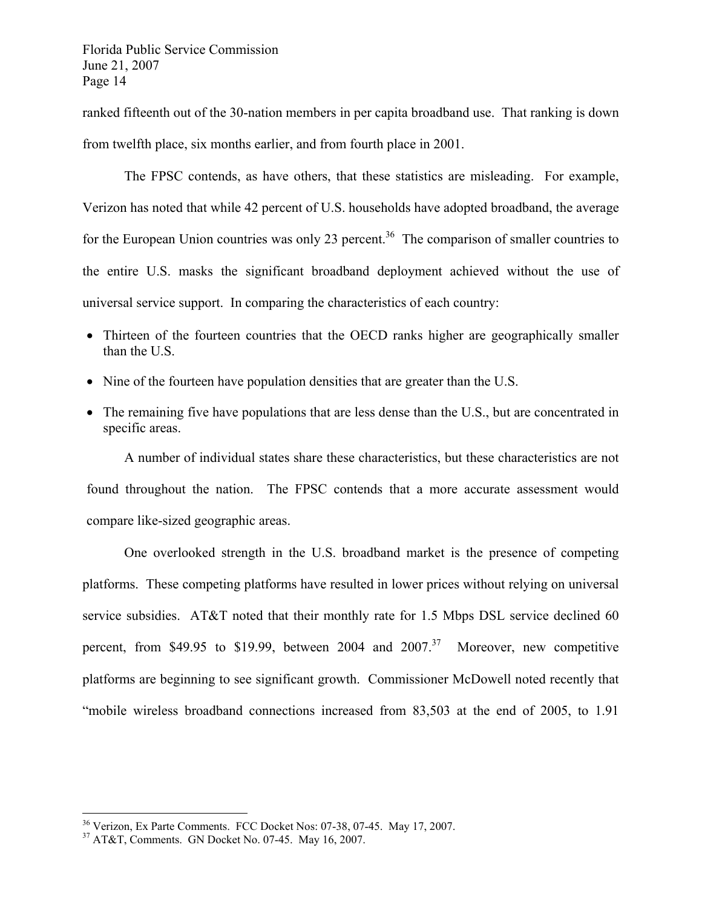ranked fifteenth out of the 30-nation members in per capita broadband use. That ranking is down from twelfth place, six months earlier, and from fourth place in 2001.

The FPSC contends, as have others, that these statistics are misleading. For example, Verizon has noted that while 42 percent of U.S. households have adopted broadband, the average for the European Union countries was only 23 percent.[36] The comparison of smaller countries to the entire U.S. masks the significant broadband deployment achieved without the use of universal service support. In comparing the characteristics of each country:

- Thirteen of the fourteen countries that the OECD ranks higher are geographically smaller than the U.S.
- Nine of the fourteen have population densities that are greater than the U.S.
- The remaining five have populations that are less dense than the U.S., but are concentrated in specific areas.

A number of individual states share these characteristics, but these characteristics are not found throughout the nation. The FPSC contends that a more accurate assessment would compare like-sized geographic areas.

One overlooked strength in the U.S. broadband market is the presence of competing platforms. These competing platforms have resulted in lower prices without relying on universal service subsidies. AT&T noted that their monthly rate for 1.5 Mbps DSL service declined 60 percent, from $49.95 to $19.99, between 2004 and 2007.[37] Moreover, new competitive platforms are beginning to see significant growth. Commissioner McDowell noted recently that "mobile wireless broadband connections increased from 83,503 at the end of 2005, to 1.91

---

[36] Verizon, Ex Parte Comments. FCC Docket Nos: 07-38, 07-45. May 17, 2007.

[37] AT&T, Comments. GN Docket No. 07-45. May 16, 2007.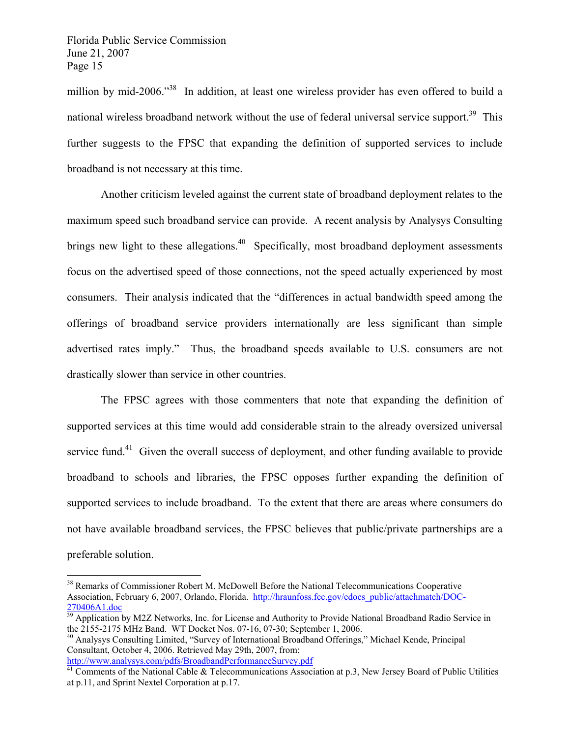million by mid-2006."[38] In addition, at least one wireless provider has even offered to build a national wireless broadband network without the use of federal universal service support.[39] This further suggests to the FPSC that expanding the definition of supported services to include broadband is not necessary at this time.

Another criticism leveled against the current state of broadband deployment relates to the maximum speed such broadband service can provide. A recent analysis by Analysys Consulting brings new light to these allegations.[40] Specifically, most broadband deployment assessments focus on the advertised speed of those connections, not the speed actually experienced by most consumers. Their analysis indicated that the "differences in actual bandwidth speed among the offerings of broadband service providers internationally are less significant than simple advertised rates imply." Thus, the broadband speeds available to U.S. consumers are not drastically slower than service in other countries.

The FPSC agrees with those commenters that note that expanding the definition of supported services at this time would add considerable strain to the already oversized universal service fund.[41] Given the overall success of deployment, and other funding available to provide broadband to schools and libraries, the FPSC opposes further expanding the definition of supported services to include broadband. To the extent that there are areas where consumers do not have available broadband services, the FPSC believes that public/private partnerships are a preferable solution.

---

[38] Remarks of Commissioner Robert M. McDowell Before the National Telecommunications Cooperative Association, February 6, 2007, Orlando, Florida. http://hraunfoss.fcc.gov/edocs_public/attachmatch/DOC-270406A1.doc

[39] Application by M2Z Networks, Inc. for License and Authority to Provide National Broadband Radio Service in the 2155-2175 MHz Band. WT Docket Nos. 07-16, 07-30; September 1, 2006.

[40] Analysys Consulting Limited, "Survey of International Broadband Offerings," Michael Kende, Principal Consultant, October 4, 2006. Retrieved May 29th, 2007, from: http://www.analysys.com/pdfs/BroadbandPerformanceSurvey.pdf

[41] Comments of the National Cable & Telecommunications Association at p.3, New Jersey Board of Public Utilities at p.11, and Sprint Nextel Corporation at p.17.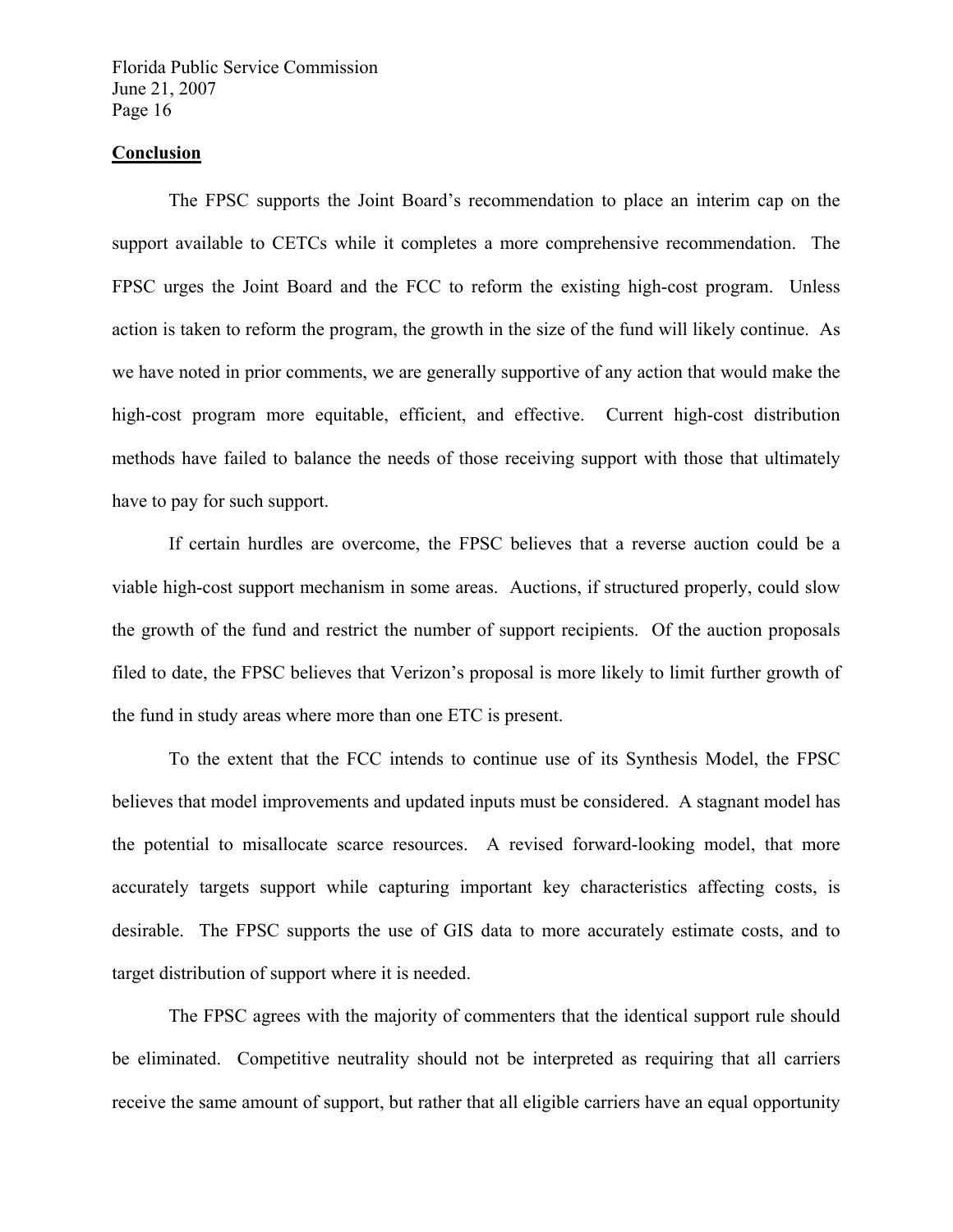**Conclusion**

The FPSC supports the Joint Board's recommendation to place an interim cap on the support available to CETCs while it completes a more comprehensive recommendation. The FPSC urges the Joint Board and the FCC to reform the existing high-cost program. Unless action is taken to reform the program, the growth in the size of the fund will likely continue. As we have noted in prior comments, we are generally supportive of any action that would make the high-cost program more equitable, efficient, and effective. Current high-cost distribution methods have failed to balance the needs of those receiving support with those that ultimately have to pay for such support.

If certain hurdles are overcome, the FPSC believes that a reverse auction could be a viable high-cost support mechanism in some areas. Auctions, if structured properly, could slow the growth of the fund and restrict the number of support recipients. Of the auction proposals filed to date, the FPSC believes that Verizon's proposal is more likely to limit further growth of the fund in study areas where more than one ETC is present.

To the extent that the FCC intends to continue use of its Synthesis Model, the FPSC believes that model improvements and updated inputs must be considered. A stagnant model has the potential to misallocate scarce resources. A revised forward-looking model, that more accurately targets support while capturing important key characteristics affecting costs, is desirable. The FPSC supports the use of GIS data to more accurately estimate costs, and to target distribution of support where it is needed.

The FPSC agrees with the majority of commenters that the identical support rule should be eliminated. Competitive neutrality should not be interpreted as requiring that all carriers receive the same amount of support, but rather that all eligible carriers have an equal opportunity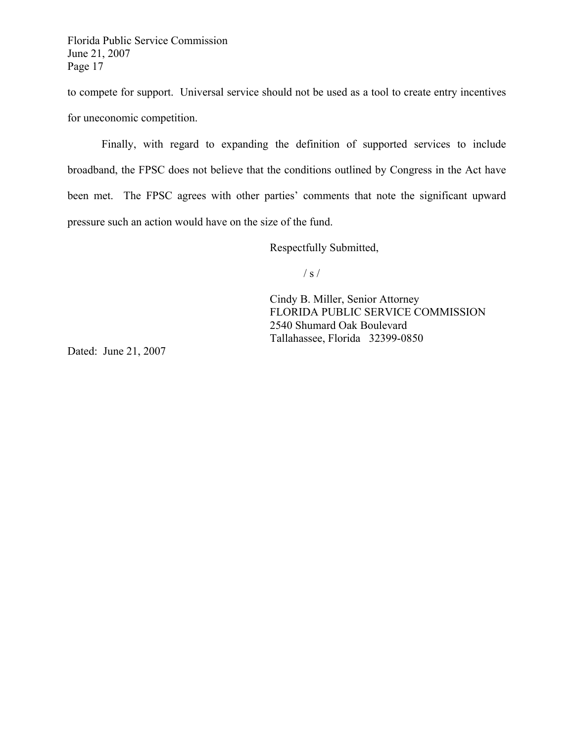to compete for support. Universal service should not be used as a tool to create entry incentives for uneconomic competition.

Finally, with regard to expanding the definition of supported services to include broadband, the FPSC does not believe that the conditions outlined by Congress in the Act have been met. The FPSC agrees with other parties' comments that note the significant upward pressure such an action would have on the size of the fund.

Respectfully Submitted,

/ s /

Cindy B. Miller, Senior Attorney
FLORIDA PUBLIC SERVICE COMMISSION
2540 Shumard Oak Boulevard
Tallahassee, Florida 32399-0850

Dated: June 21, 2007